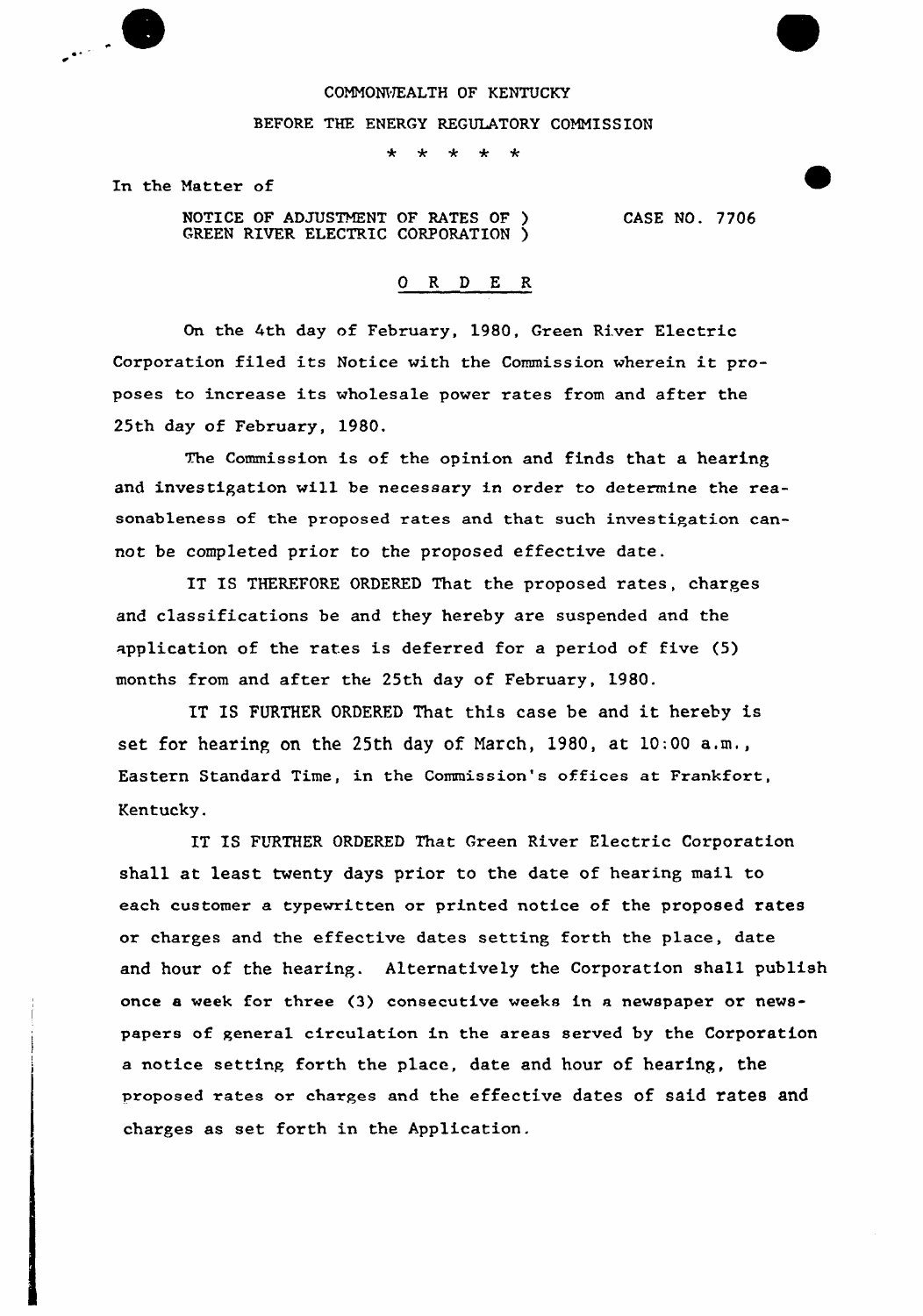COMMONWEALTH OF KENTUCKY

BEFORE THE ENERGY REGULATORY COMMISSION

\* \* \* \* \*

In the Matter of

NOTICE OF ADJUSTMENT OF RATES OF ) CASE NO. 7706
GREEN RIVER ELECTRIC CORPORATION )

O R D E R

On the 4th day of February, 1980, Green River Electric Corporation filed its Notice with the Commission wherein it proposes to increase its wholesale power rates from and after the 25th day of February, 1980.

The Commission is of the opinion and finds that a hearing and investigation will be necessary in order to determine the reasonableness of the proposed rates and that such investigation cannot be completed prior to the proposed effective date.

IT IS THEREFORE ORDERED That the proposed rates, charges and classifications be and they hereby are suspended and the application of the rates is deferred for a period of five (5) months from and after the 25th day of February, 1980.

IT IS FURTHER ORDERED That this case be and it hereby is set for hearing on the 25th day of March, 1980, at 10:00 a.m., Eastern Standard Time, in the Commission's offices at Frankfort, Kentucky.

IT IS FURTHER ORDERED That Green River Electric Corporation shall at least twenty days prior to the date of hearing mail to each customer a typewritten or printed notice of the proposed rates or charges and the effective dates setting forth the place, date and hour of the hearing. Alternatively the Corporation shall publish once a week for three (3) consecutive weeks in a newspaper or newspapers of general circulation in the areas served by the Corporation a notice setting forth the place, date and hour of hearing, the proposed rates or charges and the effective dates of said rates and charges as set forth in the Application.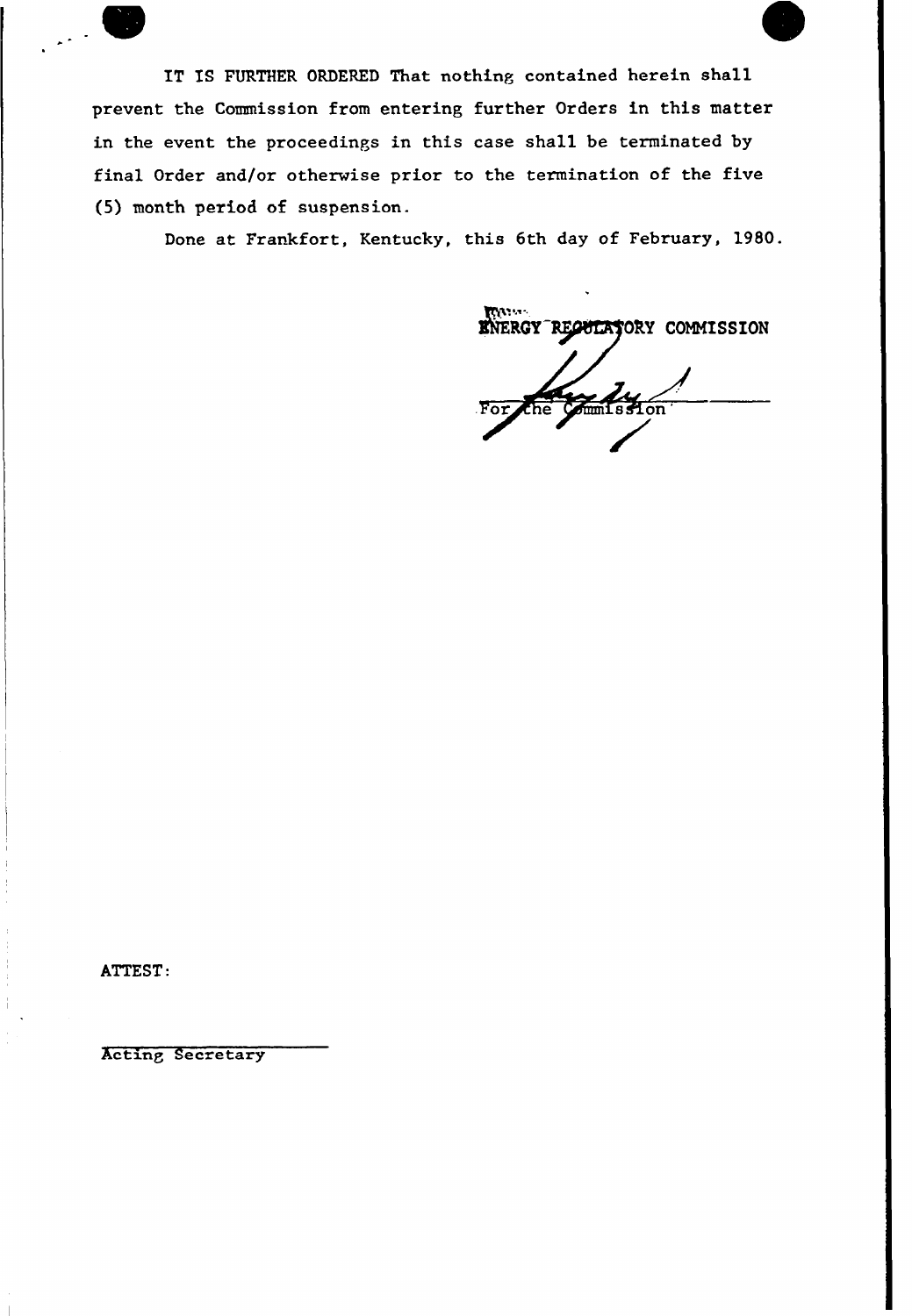IT IS FURTHER ORDERED That nothing contained herein shall prevent the Commission from entering further Orders in this matter in the event the proceedings in this case shall be terminated by final Order and/or otherwise prior to the termination of the five (5) month period of suspension.

Done at Frankfort, Kentucky, this 6th day of February, 1980.

ENERGY REGULATORY COMMISSION

For the Commission

ATTEST:

Acting Secretary